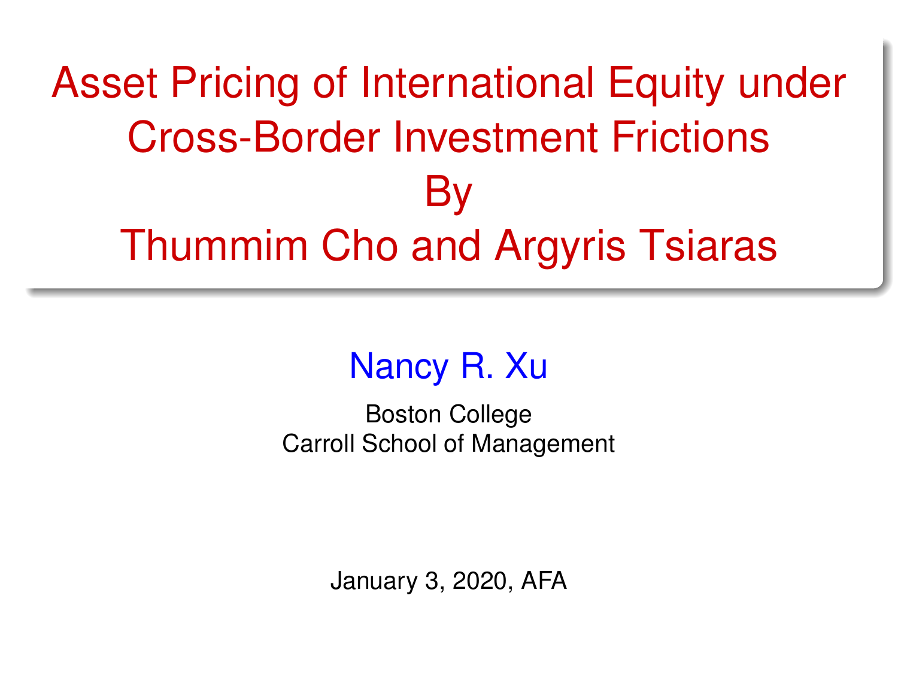# Asset Pricing of International Equity under Cross-Border Investment Frictions By Thummim Cho and Argyris Tsiaras

Nancy R. Xu

Boston College
Carroll School of Management

January 3, 2020, AFA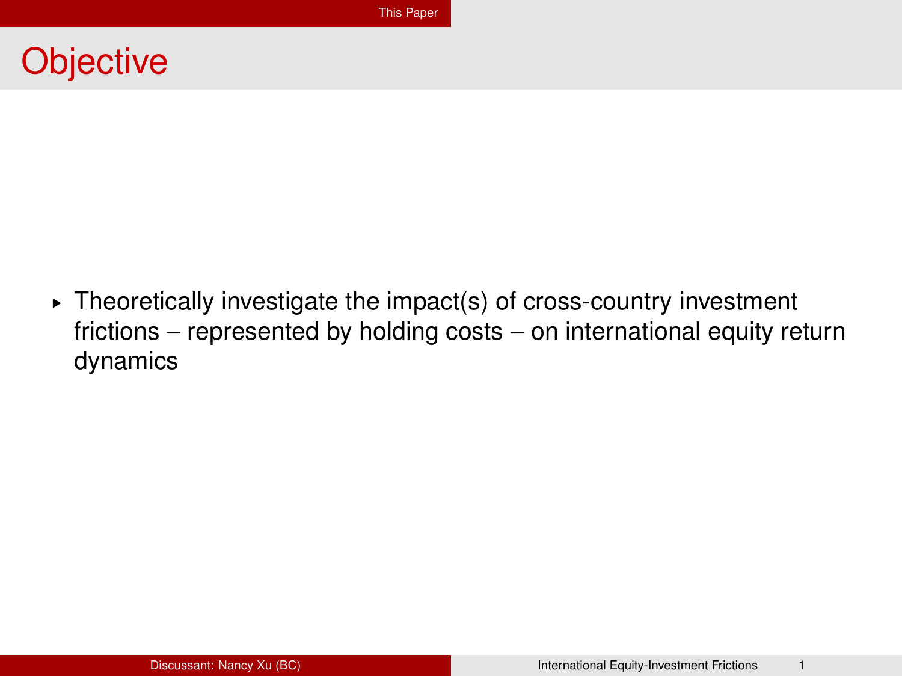# Objective

- Theoretically investigate the impact(s) of cross-country investment frictions – represented by holding costs – on international equity return dynamics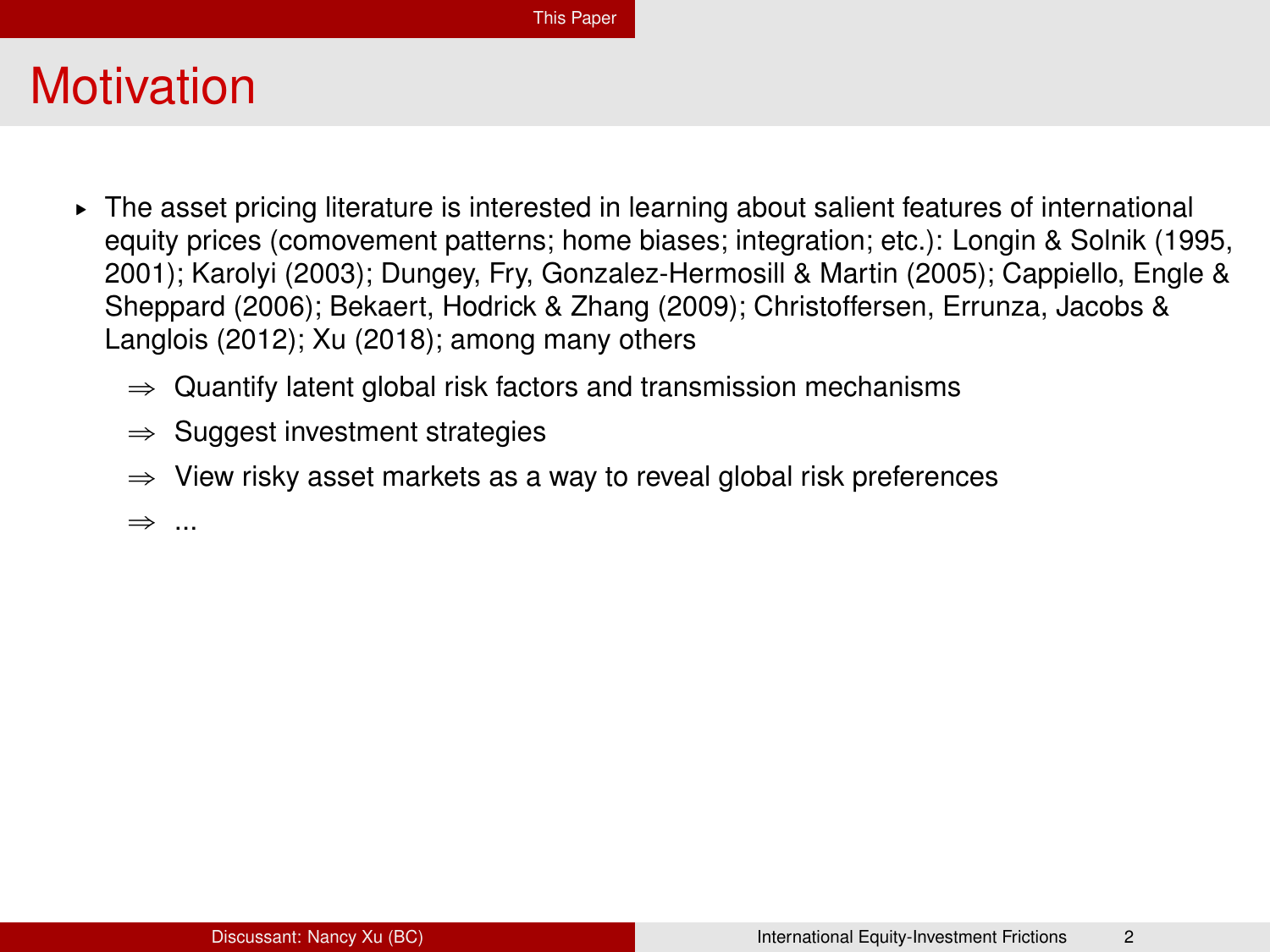# Motivation

- The asset pricing literature is interested in learning about salient features of international equity prices (comovement patterns; home biases; integration; etc.): Longin & Solnik (1995, 2001); Karolyi (2003); Dungey, Fry, Gonzalez-Hermosill & Martin (2005); Cappiello, Engle & Sheppard (2006); Bekaert, Hodrick & Zhang (2009); Christoffersen, Errunza, Jacobs & Langlois (2012); Xu (2018); among many others
  - $\Rightarrow$ Quantify latent global risk factors and transmission mechanisms
  - $\Rightarrow$ Suggest investment strategies
  - $\Rightarrow$ View risky asset markets as a way to reveal global risk preferences
  - $\Rightarrow$ ...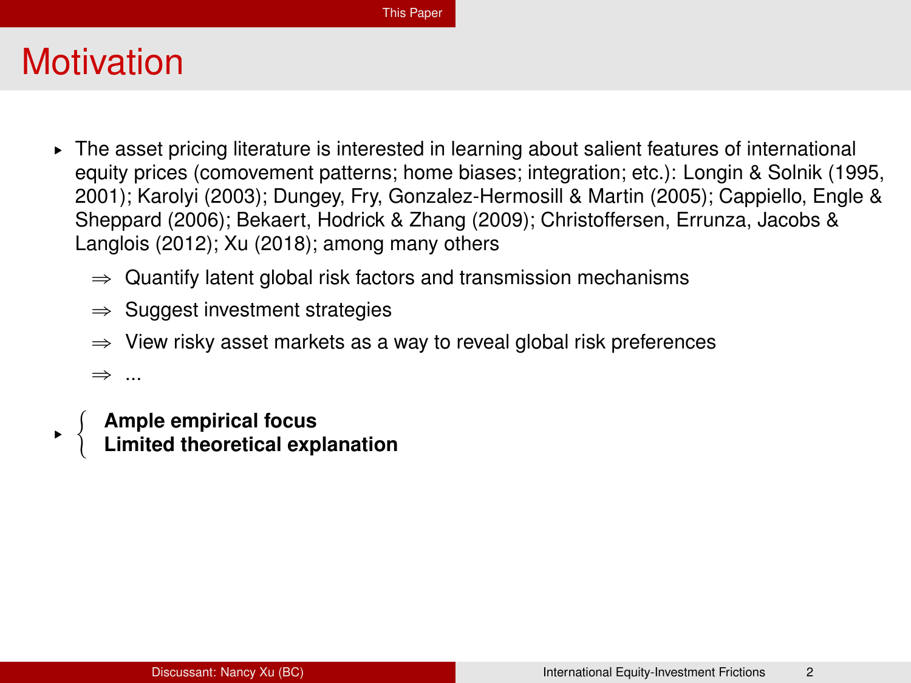# Motivation

- The asset pricing literature is interested in learning about salient features of international equity prices (comovement patterns; home biases; integration; etc.): Longin & Solnik (1995, 2001); Karolyi (2003); Dungey, Fry, Gonzalez-Hermosill & Martin (2005); Cappiello, Engle & Sheppard (2006); Bekaert, Hodrick & Zhang (2009); Christoffersen, Errunza, Jacobs & Langlois (2012); Xu (2018); among many others
  - $\Rightarrow$ Quantify latent global risk factors and transmission mechanisms
  - $\Rightarrow$ Suggest investment strategies
  - $\Rightarrow$ View risky asset markets as a way to reveal global risk preferences
  - $\Rightarrow$ ...
- { **Ample empirical focus**
  **Limited theoretical explanation**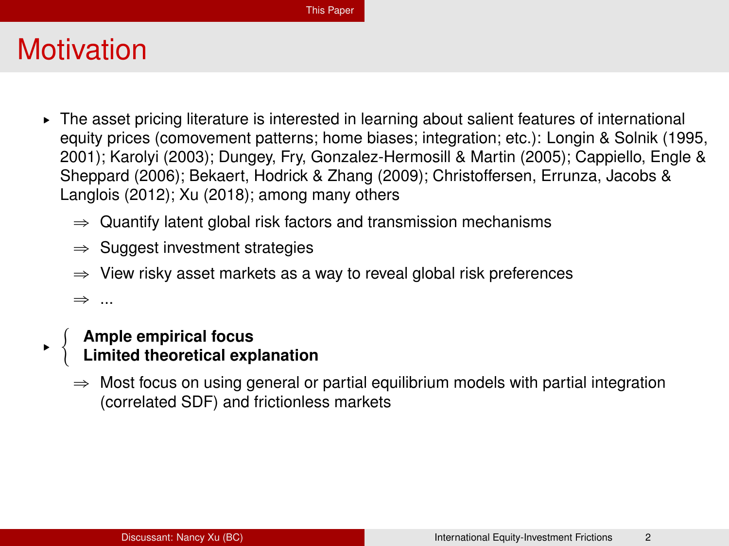# Motivation

- The asset pricing literature is interested in learning about salient features of international equity prices (comovement patterns; home biases; integration; etc.): Longin & Solnik (1995, 2001); Karolyi (2003); Dungey, Fry, Gonzalez-Hermosill & Martin (2005); Cappiello, Engle & Sheppard (2006); Bekaert, Hodrick & Zhang (2009); Christoffersen, Errunza, Jacobs & Langlois (2012); Xu (2018); among many others
  - $\Rightarrow$ Quantify latent global risk factors and transmission mechanisms
  - $\Rightarrow$ Suggest investment strategies
  - $\Rightarrow$ View risky asset markets as a way to reveal global risk preferences
  - $\Rightarrow$ ...
- { **Ample empirical focus**
  **Limited theoretical explanation**
  - $\Rightarrow$ Most focus on using general or partial equilibrium models with partial integration (correlated SDF) and frictionless markets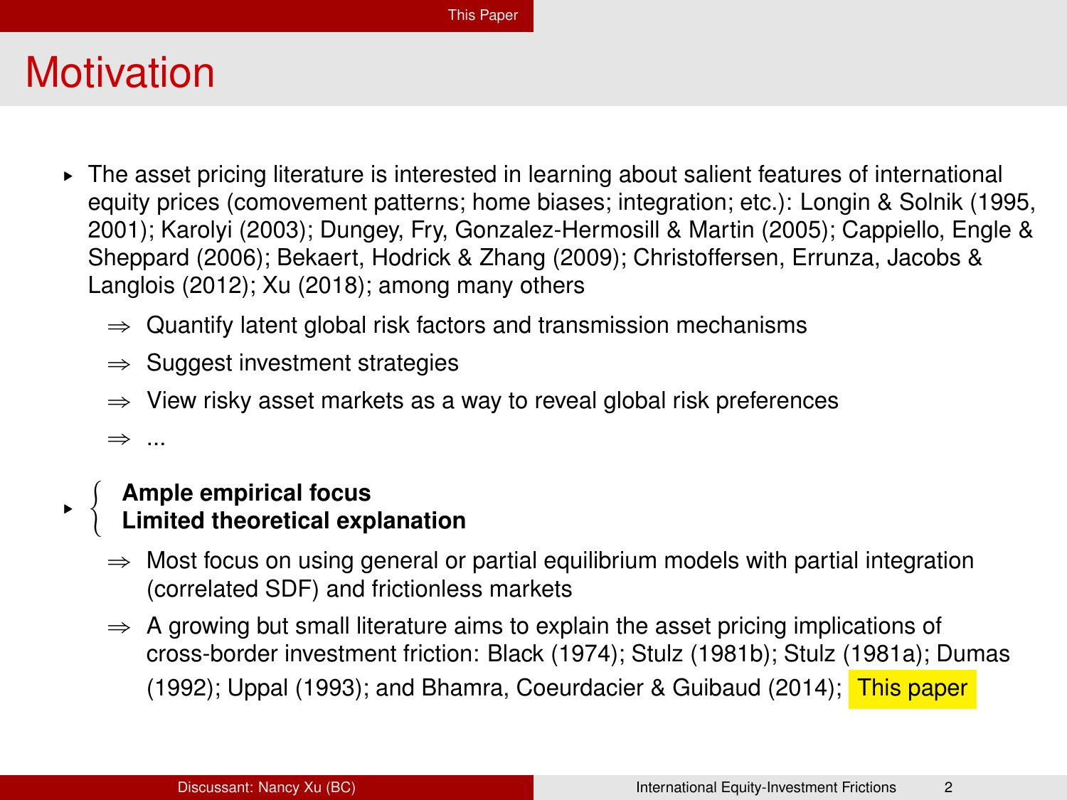# Motivation

- The asset pricing literature is interested in learning about salient features of international equity prices (comovement patterns; home biases; integration; etc.): Longin & Solnik (1995, 2001); Karolyi (2003); Dungey, Fry, Gonzalez-Hermosill & Martin (2005); Cappiello, Engle & Sheppard (2006); Bekaert, Hodrick & Zhang (2009); Christoffersen, Errunza, Jacobs & Langlois (2012); Xu (2018); among many others
  - ⇒ Quantify latent global risk factors and transmission mechanisms
  - ⇒ Suggest investment strategies
  - ⇒ View risky asset markets as a way to reveal global risk preferences
  - ⇒ ...
- { **Ample empirical focus** / **Limited theoretical explanation** }
  - ⇒ Most focus on using general or partial equilibrium models with partial integration (correlated SDF) and frictionless markets
  - ⇒ A growing but small literature aims to explain the asset pricing implications of cross-border investment friction: Black (1974); Stulz (1981b); Stulz (1981a); Dumas (1992); Uppal (1993); and Bhamra, Coeurdacier & Guibaud (2014); This paper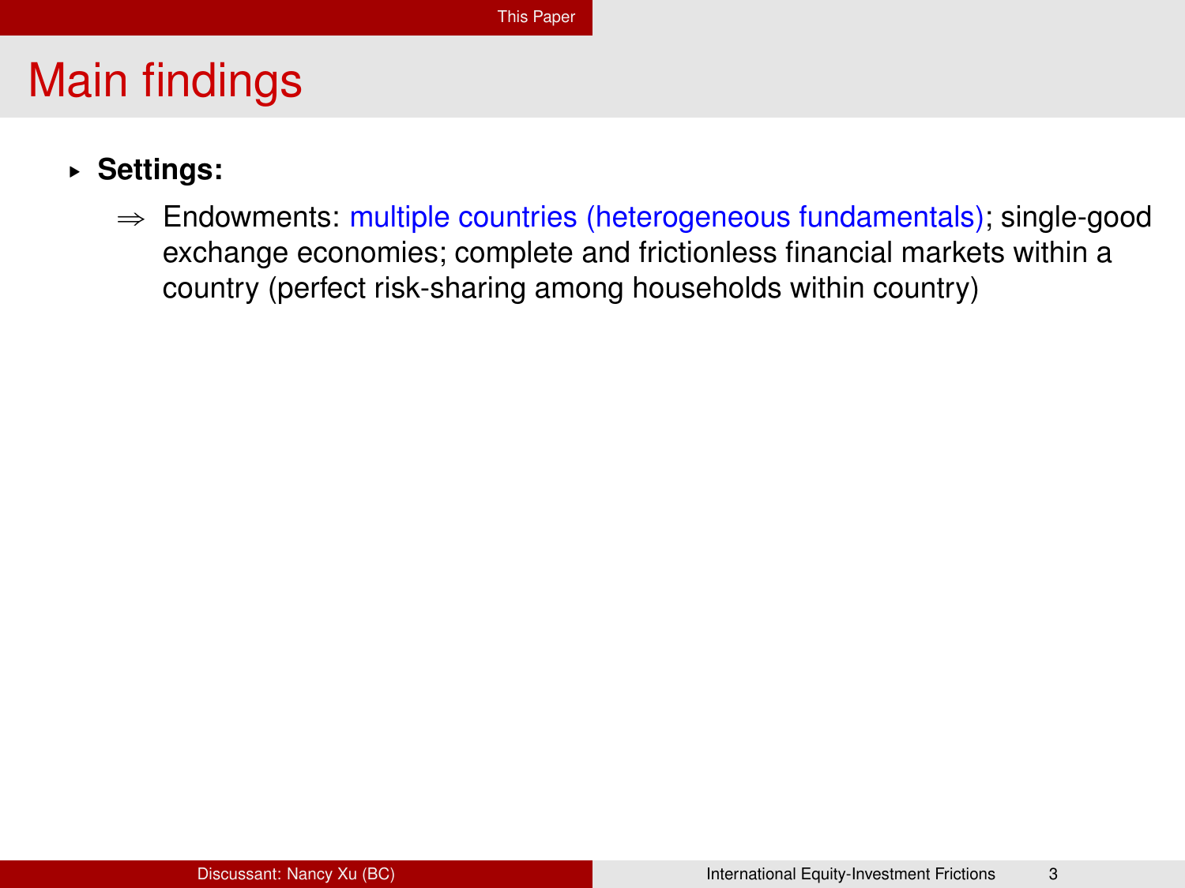# Main findings

- **Settings:**
  - ⇒ Endowments: multiple countries (heterogeneous fundamentals); single-good exchange economies; complete and frictionless financial markets within a country (perfect risk-sharing among households within country)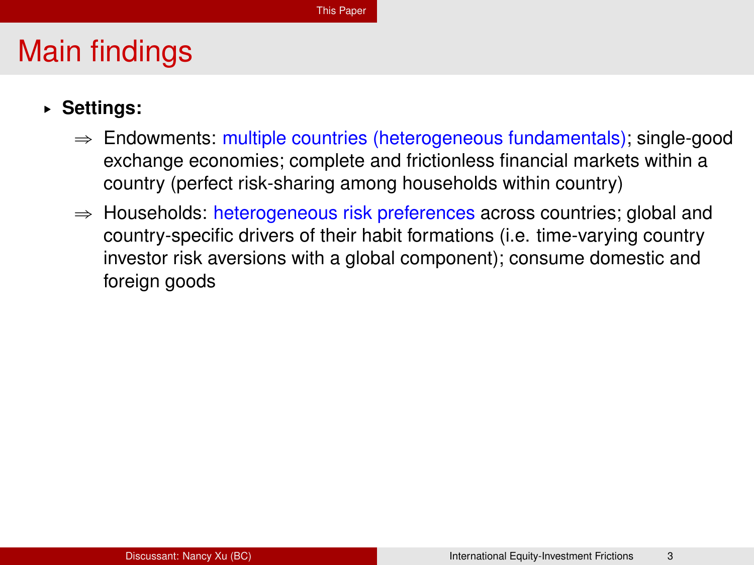# Main findings

- **Settings:**
  - ⇒ Endowments: multiple countries (heterogeneous fundamentals); single-good exchange economies; complete and frictionless financial markets within a country (perfect risk-sharing among households within country)
  - ⇒ Households: heterogeneous risk preferences across countries; global and country-specific drivers of their habit formations (i.e. time-varying country investor risk aversions with a global component); consume domestic and foreign goods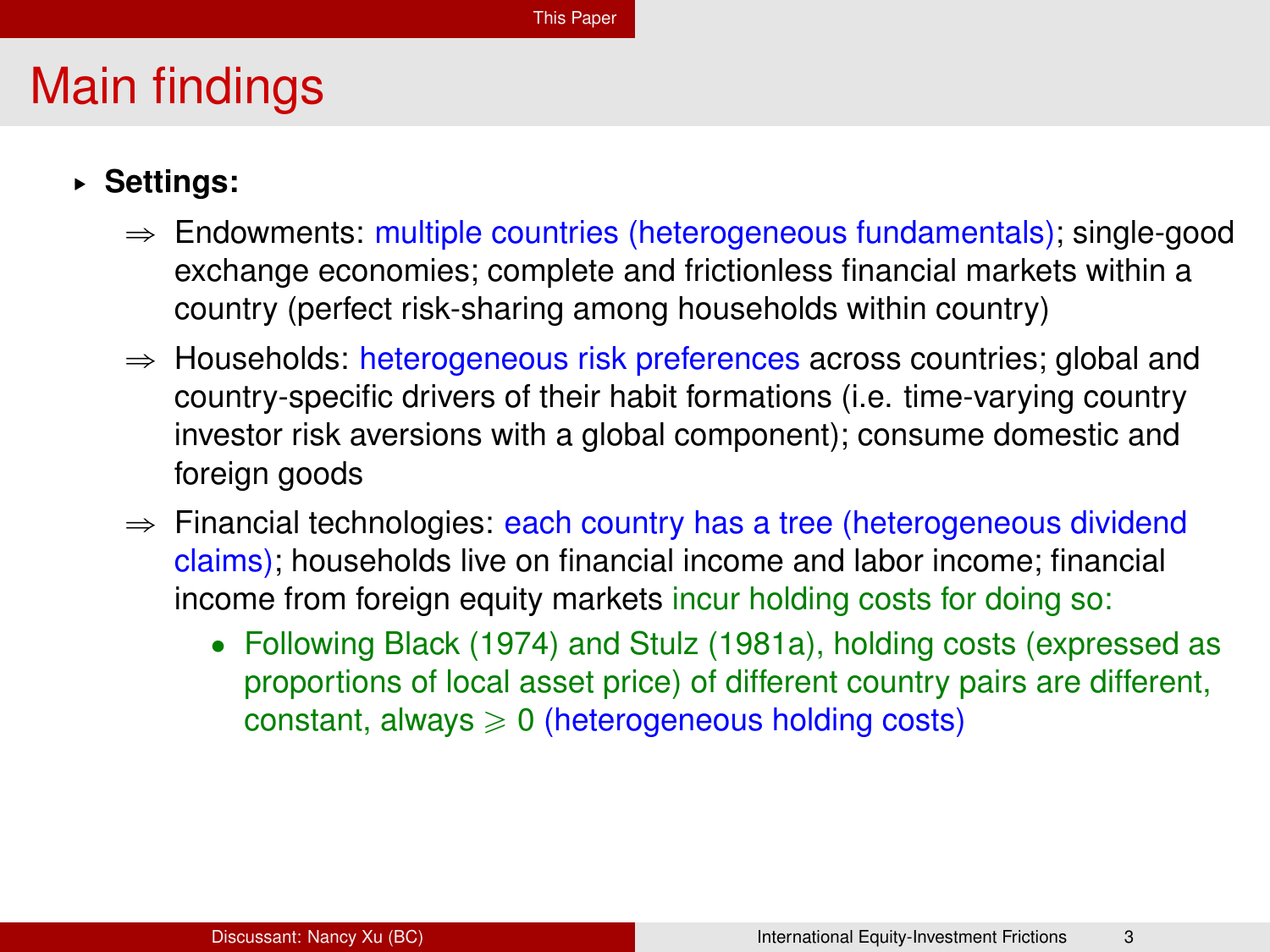# Main findings

- **Settings:**
  - $\Rightarrow$ Endowments: multiple countries (heterogeneous fundamentals); single-good exchange economies; complete and frictionless financial markets within a country (perfect risk-sharing among households within country)
  - $\Rightarrow$ Households: heterogeneous risk preferences across countries; global and country-specific drivers of their habit formations (i.e. time-varying country investor risk aversions with a global component); consume domestic and foreign goods
  - $\Rightarrow$ Financial technologies: each country has a tree (heterogeneous dividend claims); households live on financial income and labor income; financial income from foreign equity markets incur holding costs for doing so:
    - Following Black (1974) and Stulz (1981a), holding costs (expressed as proportions of local asset price) of different country pairs are different, constant, always $\geqslant 0$ (heterogeneous holding costs)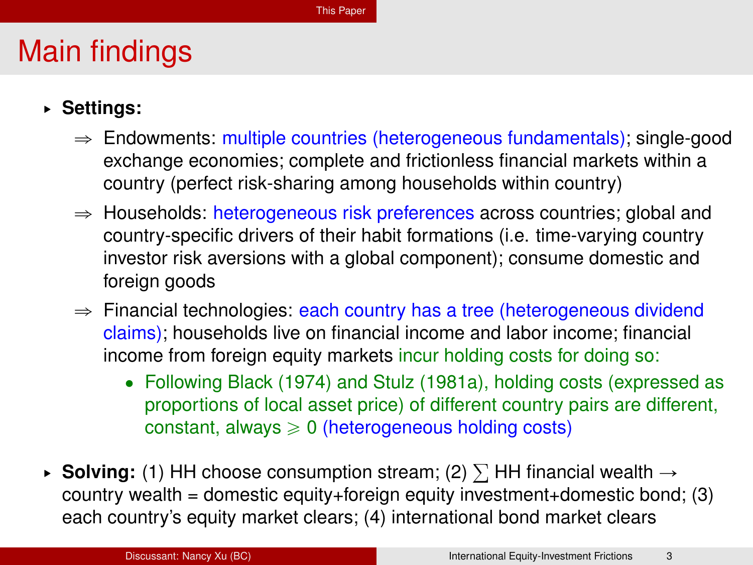# Main findings

- **Settings:**
  - ⇒ Endowments: multiple countries (heterogeneous fundamentals); single-good exchange economies; complete and frictionless financial markets within a country (perfect risk-sharing among households within country)
  - ⇒ Households: heterogeneous risk preferences across countries; global and country-specific drivers of their habit formations (i.e. time-varying country investor risk aversions with a global component); consume domestic and foreign goods
  - ⇒ Financial technologies: each country has a tree (heterogeneous dividend claims); households live on financial income and labor income; financial income from foreign equity markets incur holding costs for doing so:
    - Following Black (1974) and Stulz (1981a), holding costs (expressed as proportions of local asset price) of different country pairs are different, constant, always $\geqslant 0$ (heterogeneous holding costs)
- **Solving:** (1) HH choose consumption stream; (2) $\sum$ HH financial wealth $\rightarrow$ country wealth = domestic equity+foreign equity investment+domestic bond; (3) each country's equity market clears; (4) international bond market clears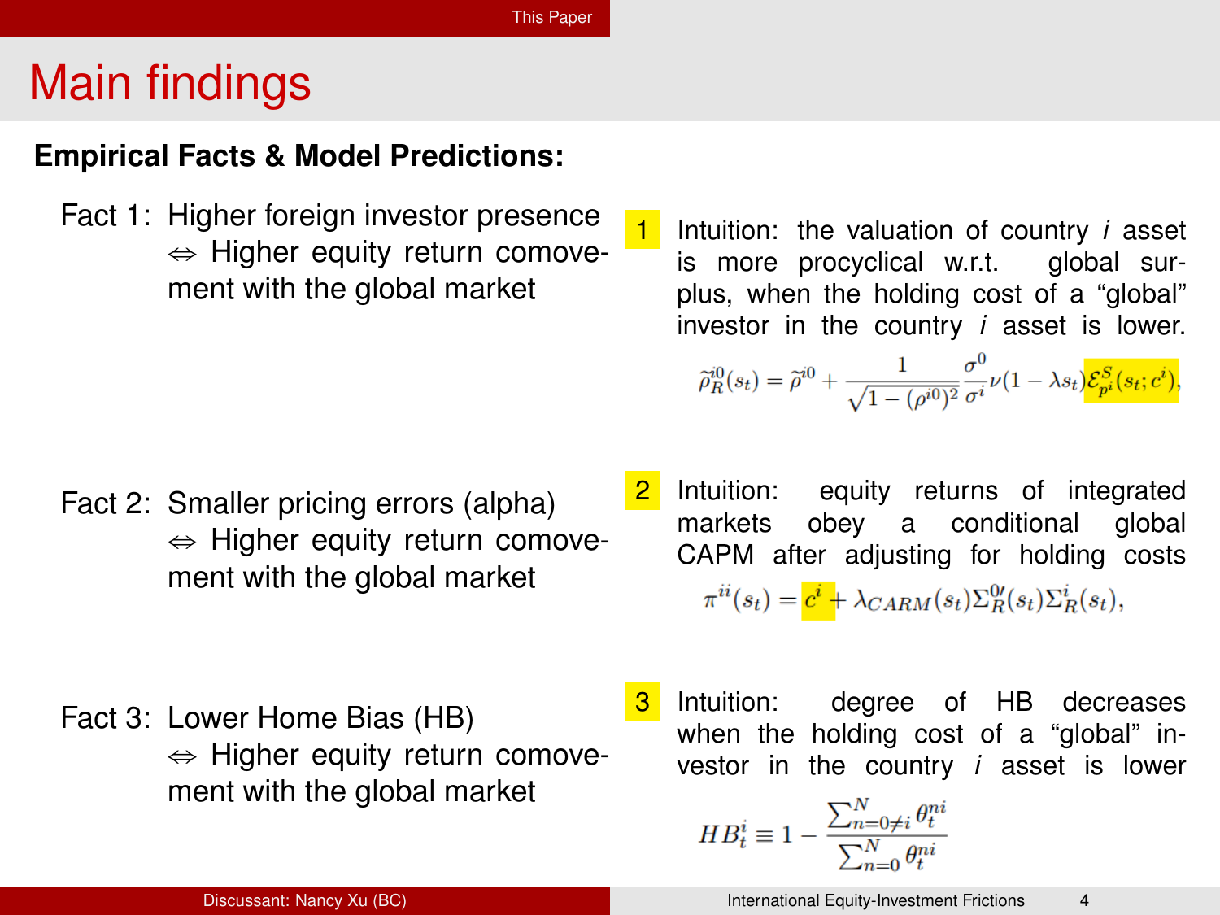# Main findings

**Empirical Facts & Model Predictions:**

Fact 1: Higher foreign investor presence $\Leftrightarrow$ Higher equity return comovement with the global market

1. Intuition: the valuation of country *i* asset is more procyclical w.r.t. global surplus, when the holding cost of a "global" investor in the country *i* asset is lower.

$$\widetilde{\rho}_R^{i0}(s_t) = \widetilde{\rho}^{i0} + \frac{1}{\sqrt{1-(\rho^{i0})^2}} \frac{\sigma^0}{\sigma^i} \nu (1 - \lambda s_t) \mathcal{E}_{p^i}^S(s_t; c^i),$$

Fact 2: Smaller pricing errors (alpha) $\Leftrightarrow$ Higher equity return comovement with the global market

2. Intuition: equity returns of integrated markets obey a conditional global CAPM after adjusting for holding costs

$$\pi^{ii}(s_t) = c^i + \lambda_{CARM}(s_t) \Sigma_R^{0\prime}(s_t) \Sigma_R^i(s_t),$$

Fact 3: Lower Home Bias (HB) $\Leftrightarrow$ Higher equity return comovement with the global market

3. Intuition: degree of HB decreases when the holding cost of a "global" investor in the country *i* asset is lower

$$HB_t^i \equiv 1 - \frac{\sum_{n=0 \neq i}^{N} \theta_t^{ni}}{\sum_{n=0}^{N} \theta_t^{ni}}$$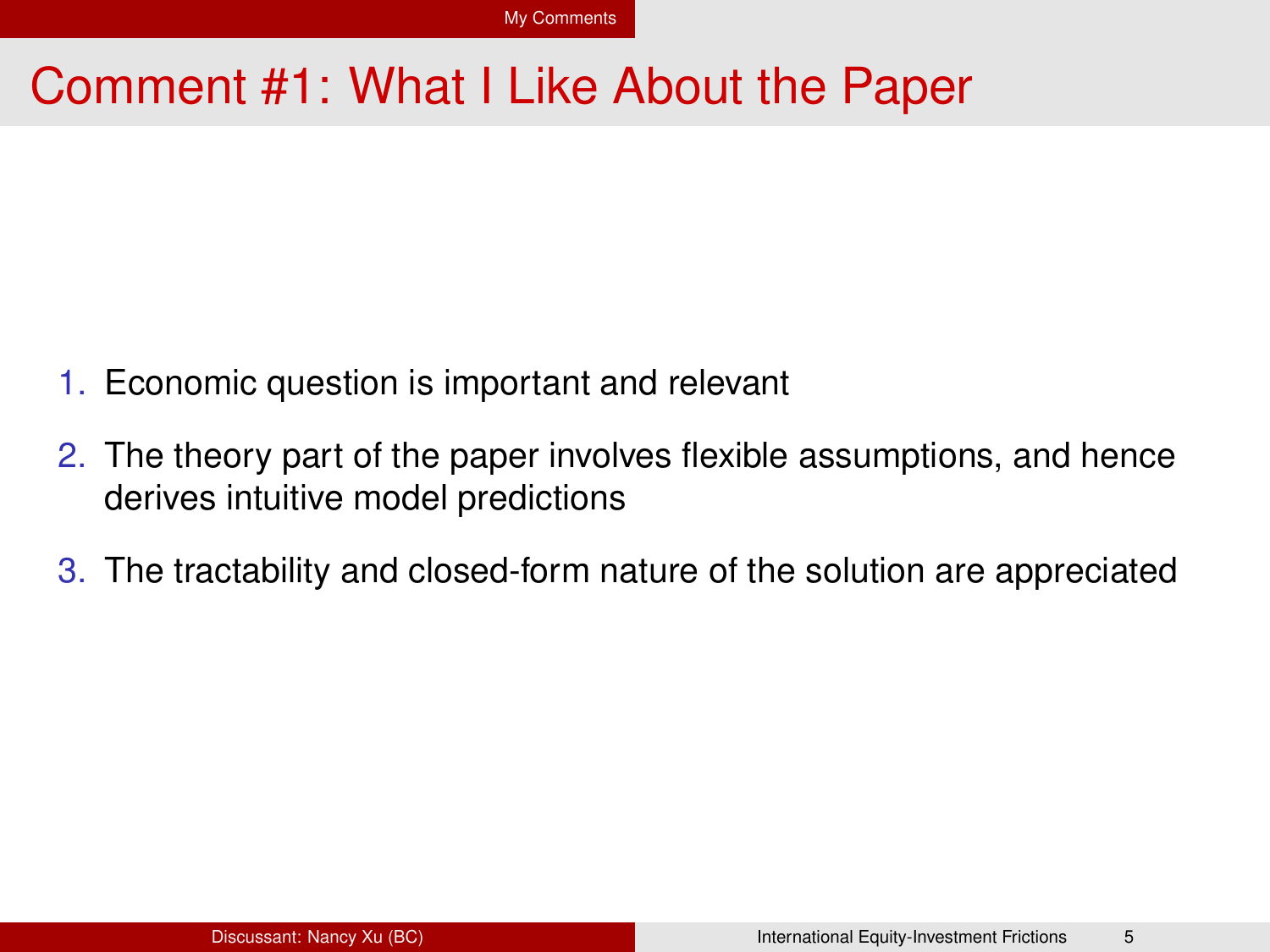# Comment #1: What I Like About the Paper

1. Economic question is important and relevant
2. The theory part of the paper involves flexible assumptions, and hence derives intuitive model predictions
3. The tractability and closed-form nature of the solution are appreciated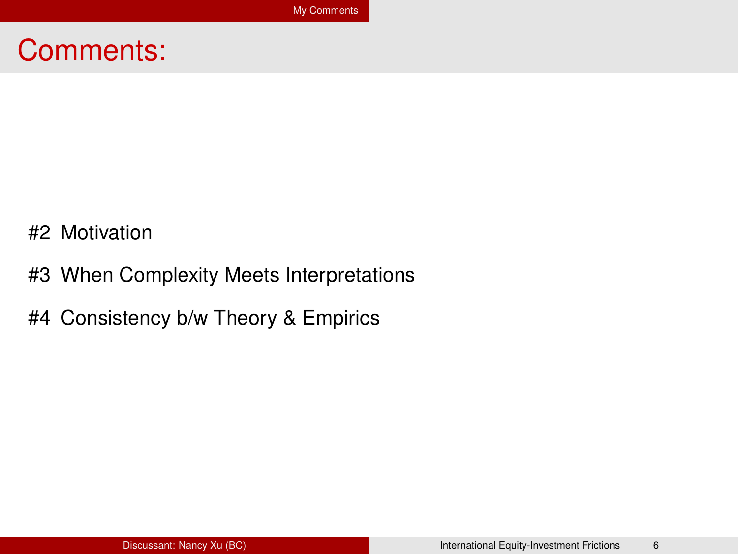# Comments:

#2 Motivation

#3 When Complexity Meets Interpretations

#4 Consistency b/w Theory & Empirics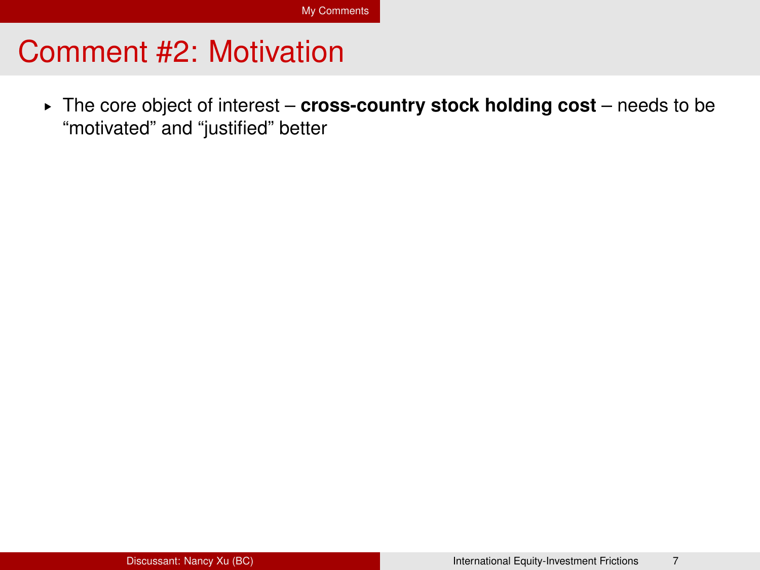# Comment #2: Motivation

- The core object of interest – **cross-country stock holding cost** – needs to be "motivated" and "justified" better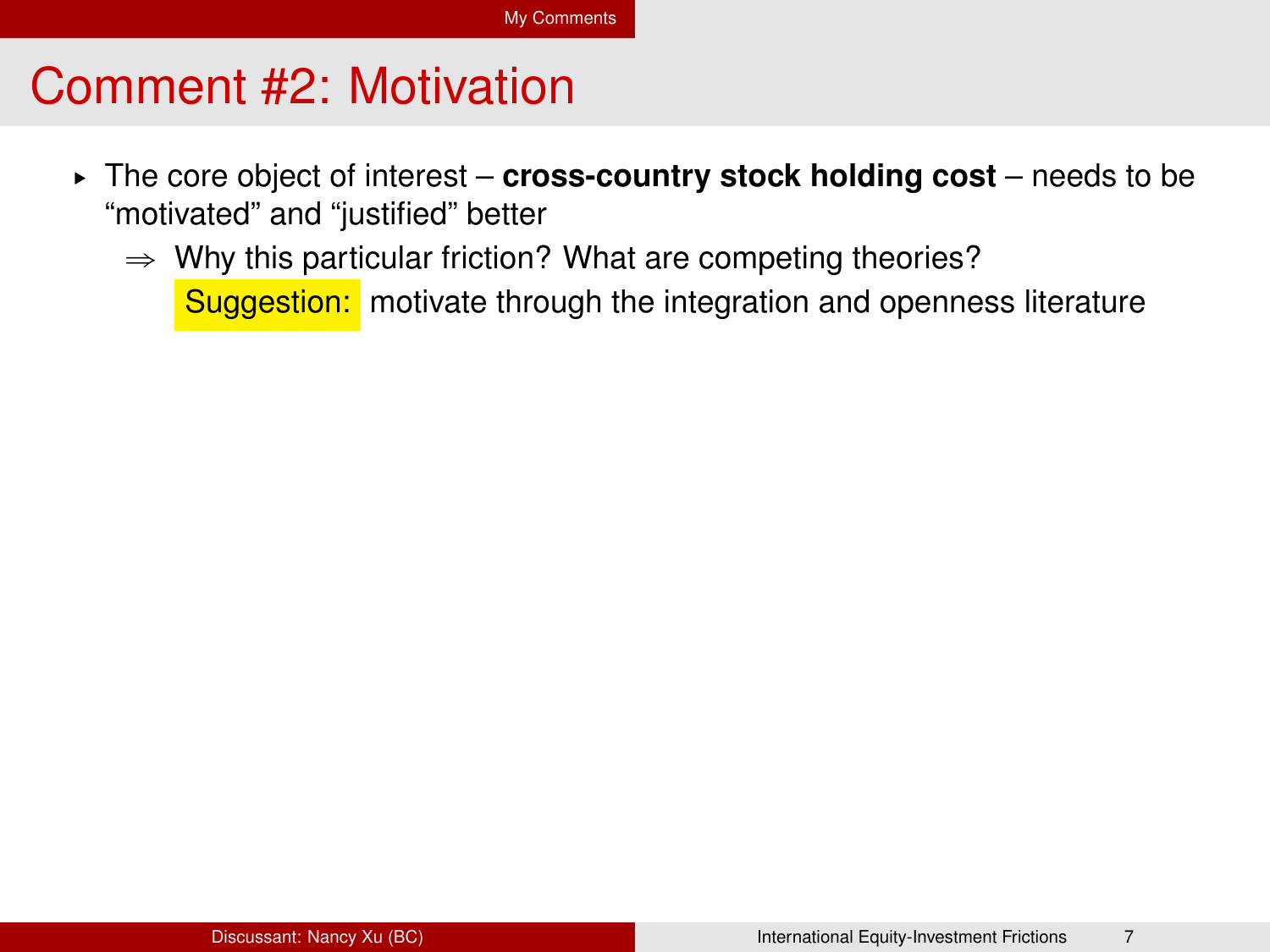# Comment #2: Motivation

- The core object of interest – **cross-country stock holding cost** – needs to be "motivated" and "justified" better
  - ⇒ Why this particular friction? What are competing theories?
    
    Suggestion: motivate through the integration and openness literature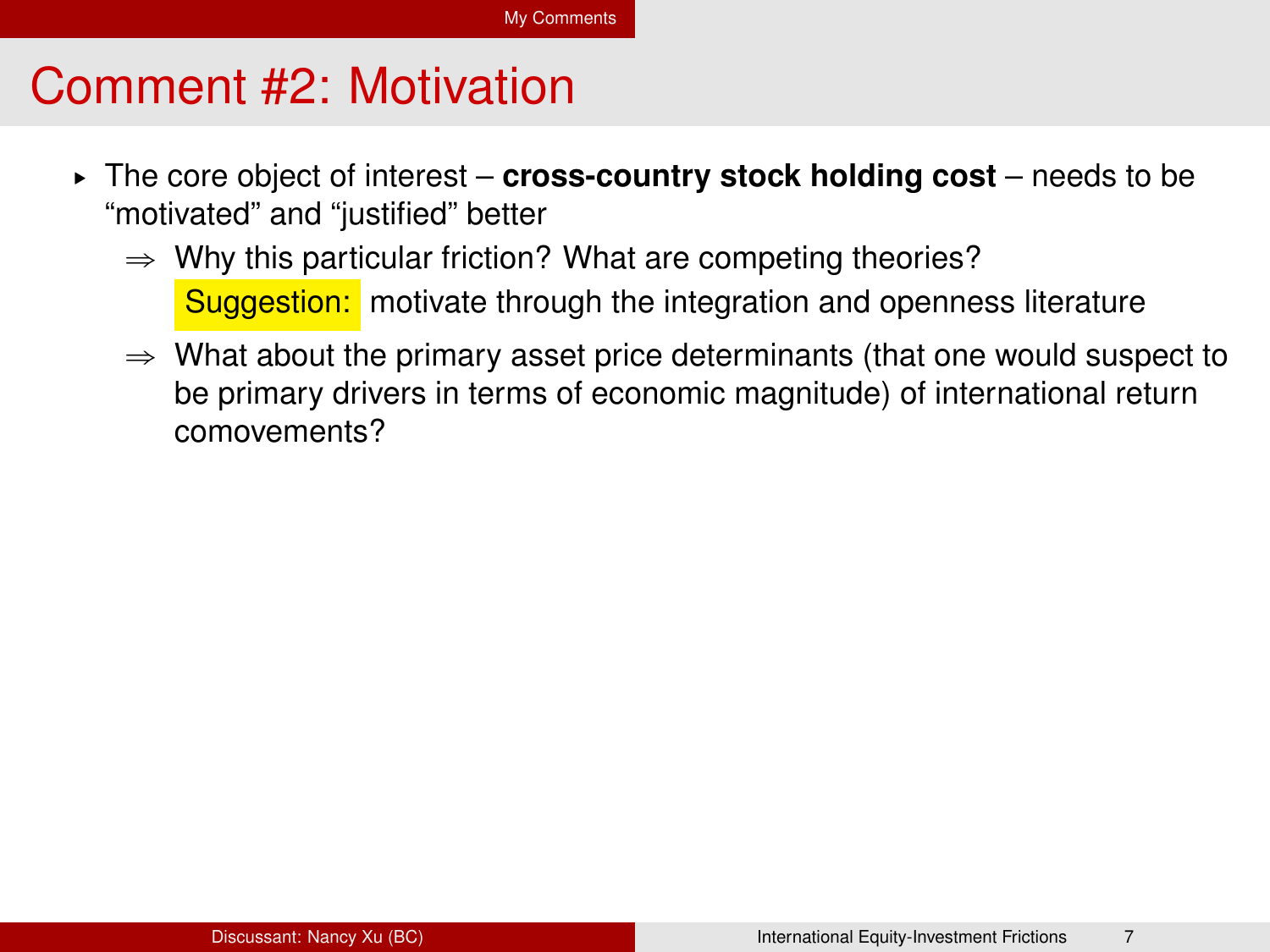# Comment #2: Motivation

- The core object of interest – **cross-country stock holding cost** – needs to be "motivated" and "justified" better
  - $\Rightarrow$ Why this particular friction? What are competing theories?
    
    Suggestion: motivate through the integration and openness literature
  - $\Rightarrow$ What about the primary asset price determinants (that one would suspect to be primary drivers in terms of economic magnitude) of international return comovements?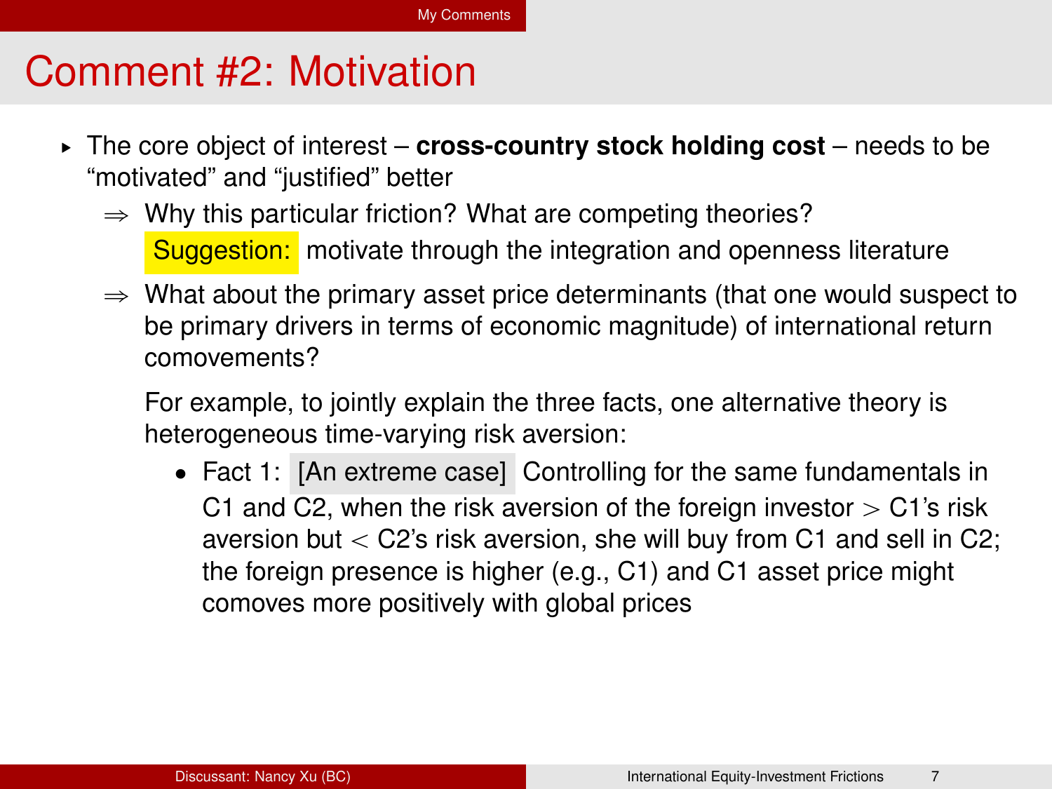# Comment #2: Motivation

- The core object of interest – **cross-country stock holding cost** – needs to be "motivated" and "justified" better
  - ⇒ Why this particular friction? What are competing theories?

    Suggestion: motivate through the integration and openness literature
  - ⇒ What about the primary asset price determinants (that one would suspect to be primary drivers in terms of economic magnitude) of international return comovements?

    For example, to jointly explain the three facts, one alternative theory is heterogeneous time-varying risk aversion:

    - Fact 1: [An extreme case] Controlling for the same fundamentals in C1 and C2, when the risk aversion of the foreign investor $>$ C1's risk aversion but $<$ C2's risk aversion, she will buy from C1 and sell in C2; the foreign presence is higher (e.g., C1) and C1 asset price might comoves more positively with global prices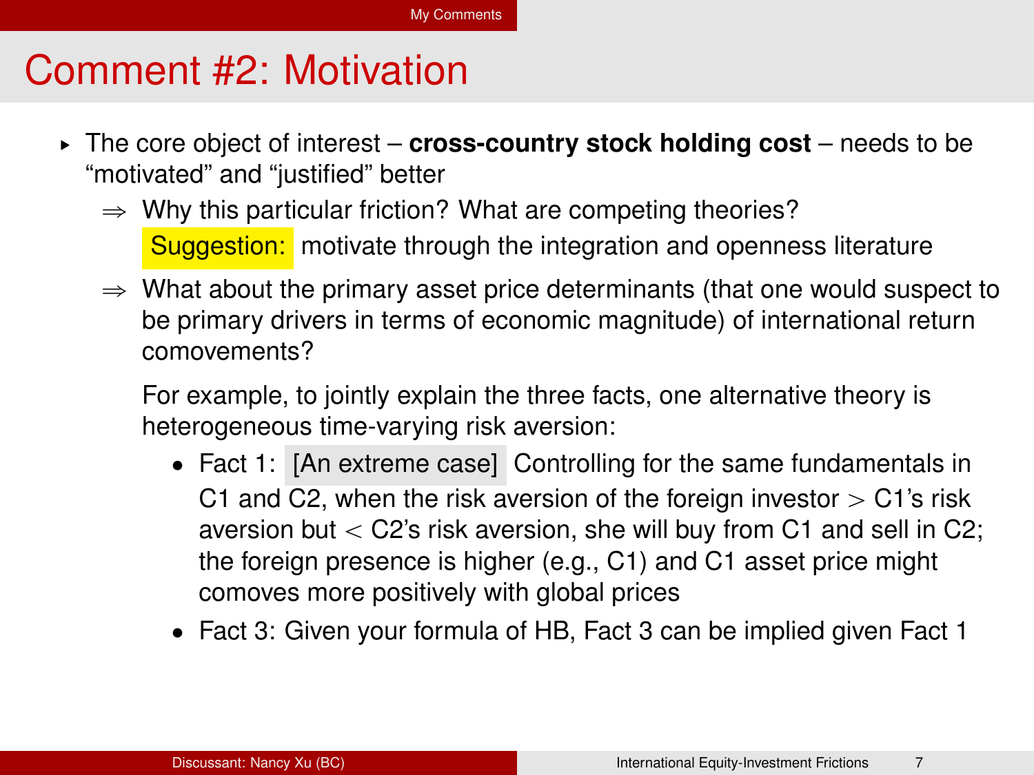# Comment #2: Motivation

- The core object of interest – **cross-country stock holding cost** – needs to be "motivated" and "justified" better
  - ⇒ Why this particular friction? What are competing theories?

    Suggestion: motivate through the integration and openness literature
  - ⇒ What about the primary asset price determinants (that one would suspect to be primary drivers in terms of economic magnitude) of international return comovements?

    For example, to jointly explain the three facts, one alternative theory is heterogeneous time-varying risk aversion:

    - Fact 1: [An extreme case] Controlling for the same fundamentals in C1 and C2, when the risk aversion of the foreign investor $>$ C1's risk aversion but $<$ C2's risk aversion, she will buy from C1 and sell in C2; the foreign presence is higher (e.g., C1) and C1 asset price might comoves more positively with global prices
    - Fact 3: Given your formula of HB, Fact 3 can be implied given Fact 1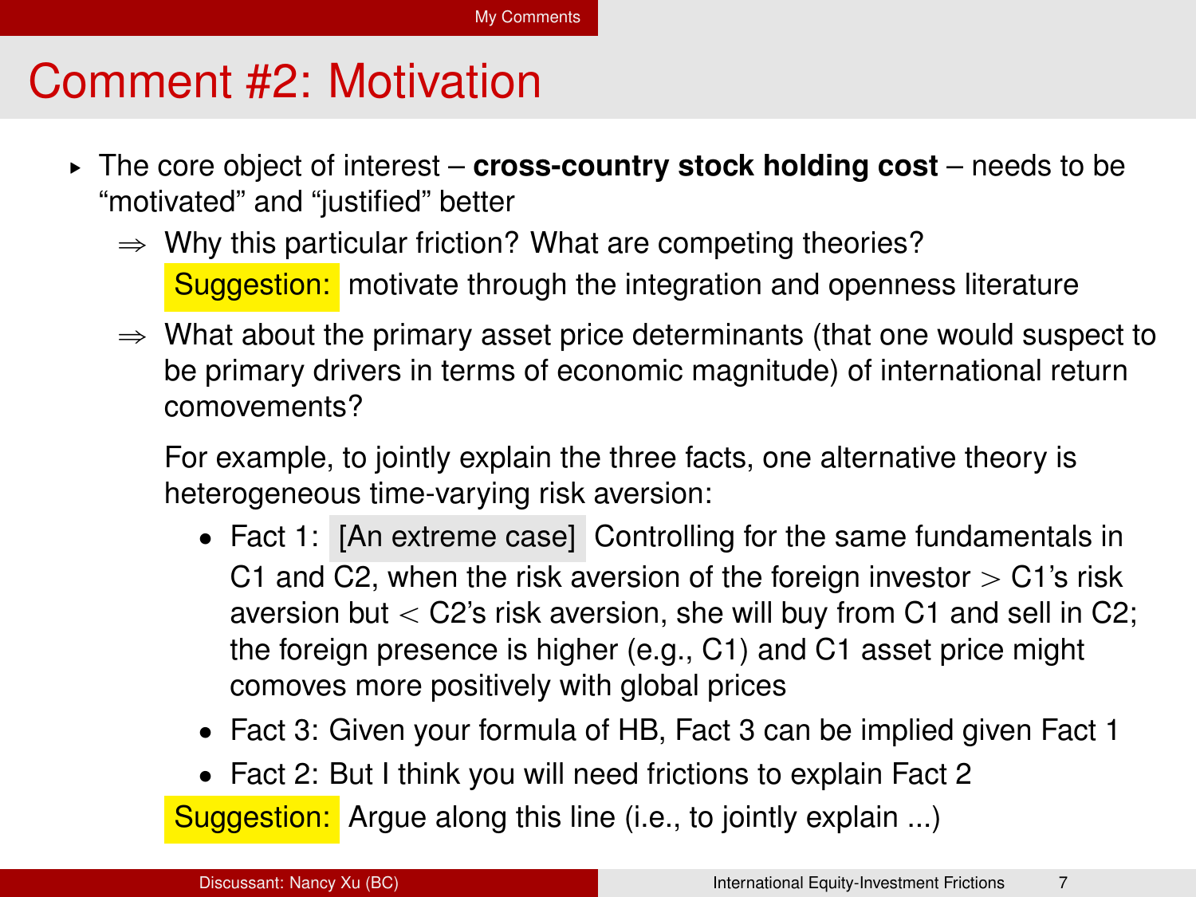# Comment #2: Motivation

- The core object of interest – **cross-country stock holding cost** – needs to be "motivated" and "justified" better
  - ⇒ Why this particular friction? What are competing theories?
    
    Suggestion: motivate through the integration and openness literature
  - ⇒ What about the primary asset price determinants (that one would suspect to be primary drivers in terms of economic magnitude) of international return comovements?
    
    For example, to jointly explain the three facts, one alternative theory is heterogeneous time-varying risk aversion:
    
    - Fact 1: [An extreme case] Controlling for the same fundamentals in C1 and C2, when the risk aversion of the foreign investor $>$ C1's risk aversion but $<$ C2's risk aversion, she will buy from C1 and sell in C2; the foreign presence is higher (e.g., C1) and C1 asset price might comoves more positively with global prices
    - Fact 3: Given your formula of HB, Fact 3 can be implied given Fact 1
    - Fact 2: But I think you will need frictions to explain Fact 2
    
    Suggestion: Argue along this line (i.e., to jointly explain ...)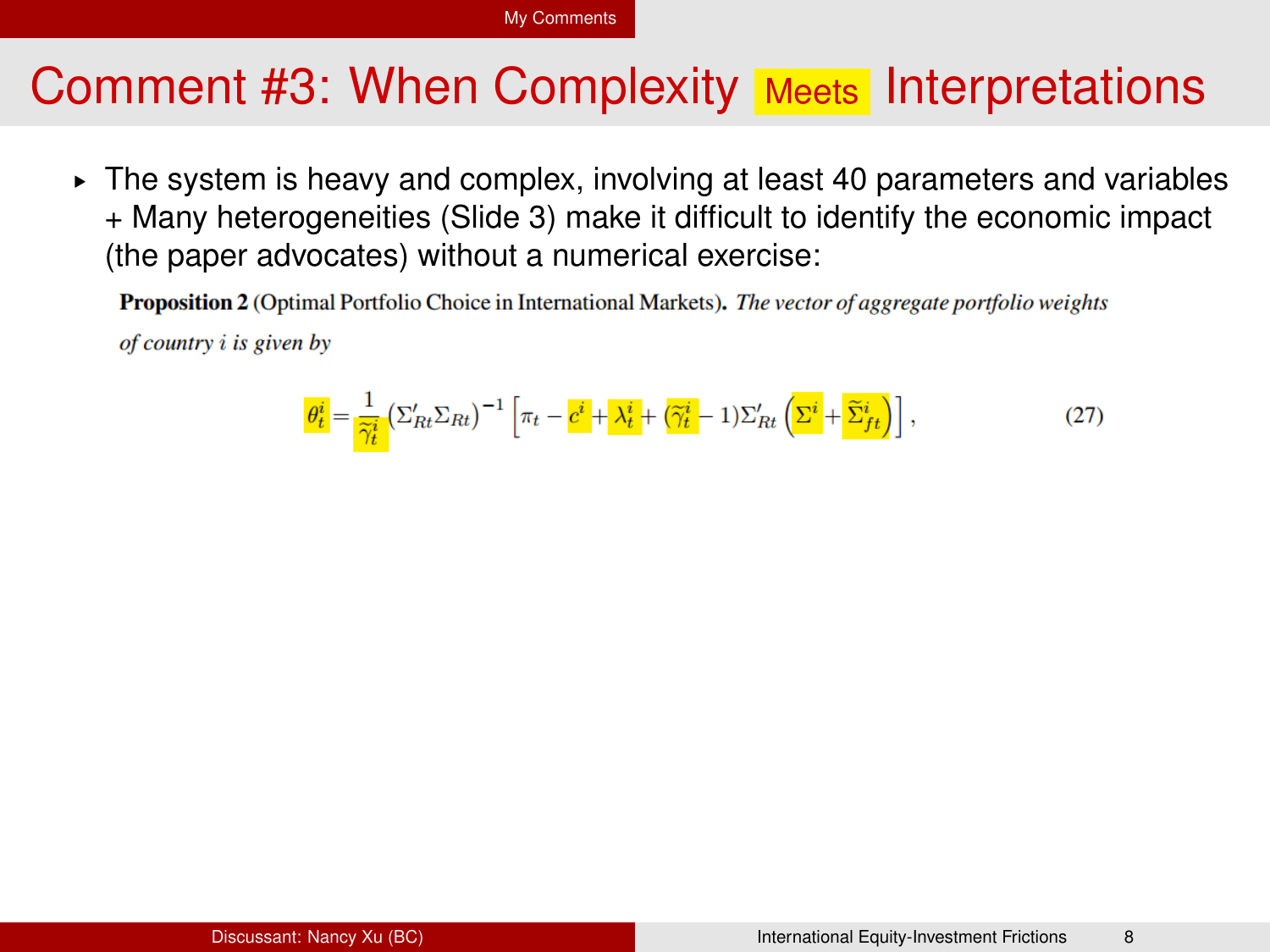# Comment #3: When Complexity Meets Interpretations

- The system is heavy and complex, involving at least 40 parameters and variables + Many heterogeneities (Slide 3) make it difficult to identify the economic impact (the paper advocates) without a numerical exercise:

**Proposition 2** (Optimal Portfolio Choice in International Markets). *The vector of aggregate portfolio weights of country $i$ is given by*

$$\theta_t^i = \frac{1}{\widetilde{\gamma}_t^i} \left(\Sigma'_{Rt}\Sigma_{Rt}\right)^{-1} \left[\pi_t - c^i + \lambda_t^i + (\widetilde{\gamma}_t^i - 1)\Sigma'_{Rt}\left(\Sigma^i + \widetilde{\Sigma}_{ft}^i\right)\right], \tag{27}$$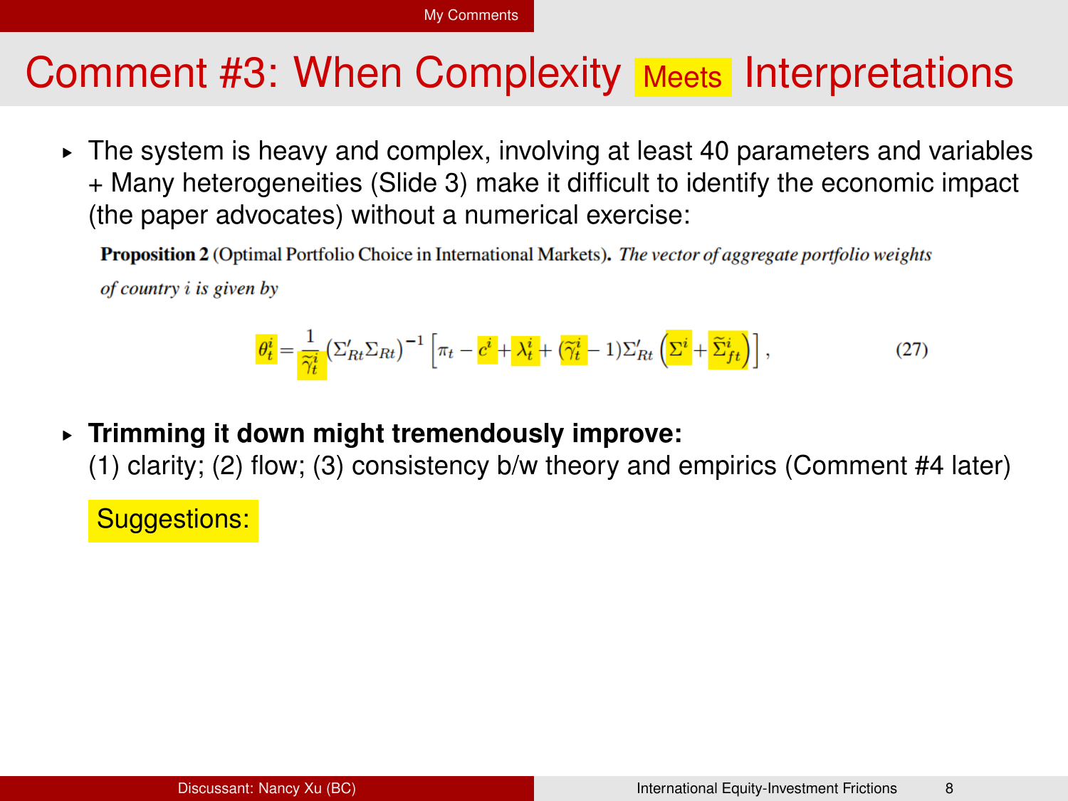# Comment #3: When Complexity Meets Interpretations

- The system is heavy and complex, involving at least 40 parameters and variables + Many heterogeneities (Slide 3) make it difficult to identify the economic impact (the paper advocates) without a numerical exercise:

**Proposition 2** (Optimal Portfolio Choice in International Markets). *The vector of aggregate portfolio weights of country $i$ is given by*

$$\theta_t^i = \frac{1}{\widetilde{\gamma}_t^i}\left(\Sigma_{Rt}'\Sigma_{Rt}\right)^{-1}\left[\pi_t - c^i + \lambda_t^i + (\widetilde{\gamma}_t^i - 1)\Sigma_{Rt}'\left(\Sigma^i + \widetilde{\Sigma}_{ft}^i\right)\right], \tag{27}$$

- **Trimming it down might tremendously improve:**
  (1) clarity; (2) flow; (3) consistency b/w theory and empirics (Comment #4 later)

  Suggestions: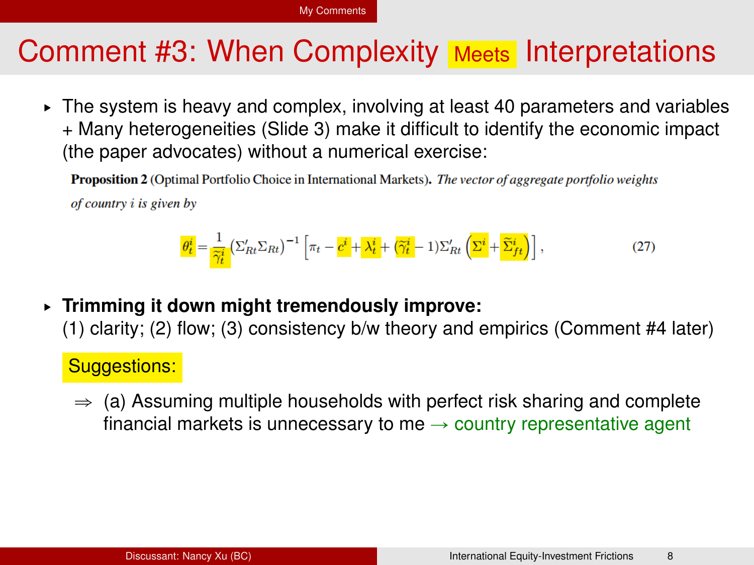# Comment #3: When Complexity Meets Interpretations

- The system is heavy and complex, involving at least 40 parameters and variables + Many heterogeneities (Slide 3) make it difficult to identify the economic impact (the paper advocates) without a numerical exercise:

**Proposition 2** (Optimal Portfolio Choice in International Markets). *The vector of aggregate portfolio weights of country $i$ is given by*

$$\theta_t^i = \frac{1}{\widetilde{\gamma}_t^i}\left(\Sigma_{Rt}'\Sigma_{Rt}\right)^{-1}\left[\pi_t - c^i + \lambda_t^i + (\widetilde{\gamma}_t^i - 1)\Sigma_{Rt}'\left(\Sigma^i + \widetilde{\Sigma}_{ft}^i\right)\right], \tag{27}$$

- **Trimming it down might tremendously improve:** (1) clarity; (2) flow; (3) consistency b/w theory and empirics (Comment #4 later)

Suggestions:

⇒ (a) Assuming multiple households with perfect risk sharing and complete financial markets is unnecessary to me → country representative agent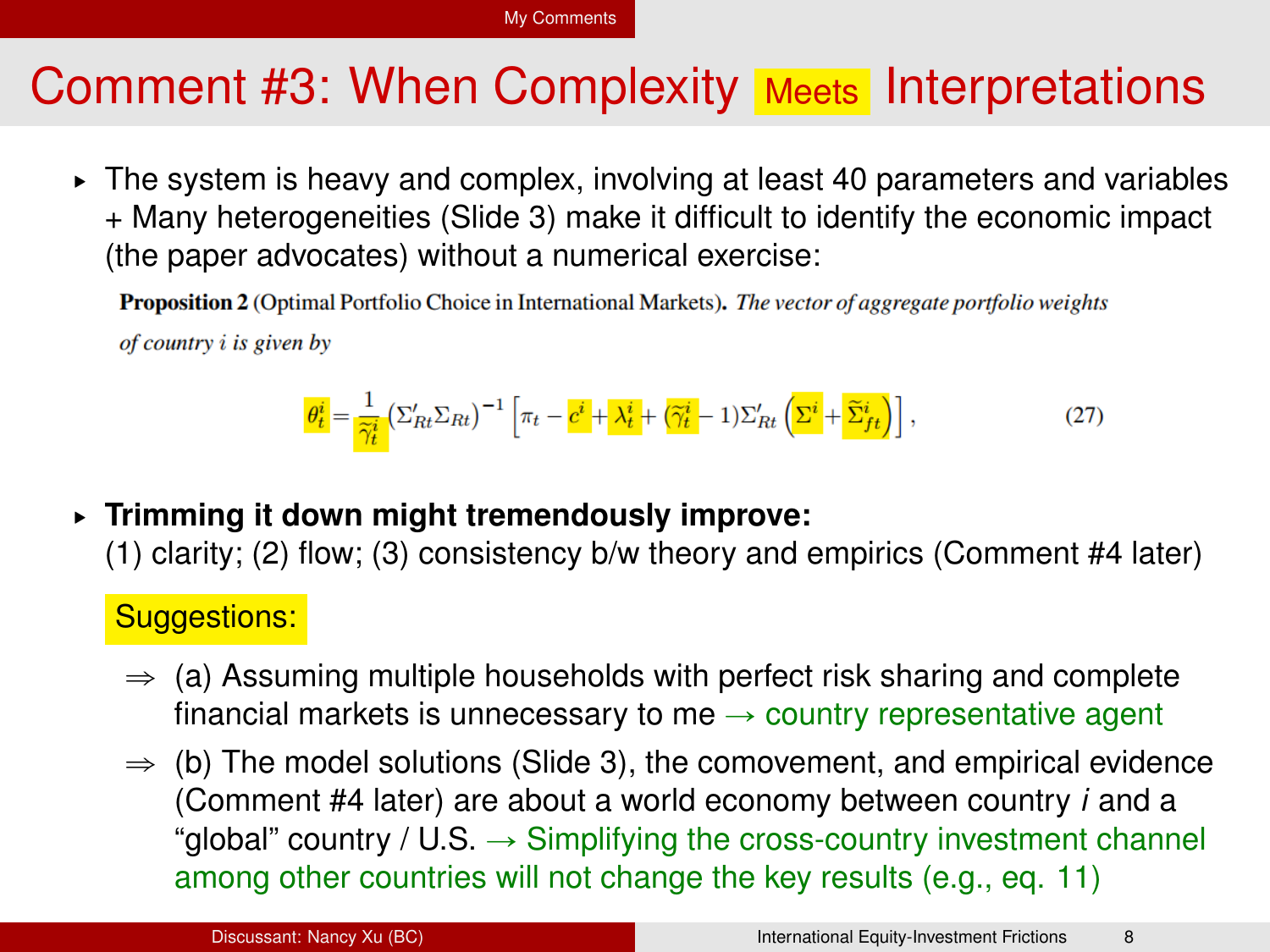# Comment #3: When Complexity Meets Interpretations

- The system is heavy and complex, involving at least 40 parameters and variables + Many heterogeneities (Slide 3) make it difficult to identify the economic impact (the paper advocates) without a numerical exercise:

**Proposition 2** (Optimal Portfolio Choice in International Markets). *The vector of aggregate portfolio weights of country $i$ is given by*

$$\theta_t^i = \frac{1}{\widetilde{\gamma}_t^i}\left(\Sigma_{Rt}'\Sigma_{Rt}\right)^{-1}\left[\pi_t - c^i + \lambda_t^i + (\widetilde{\gamma}_t^i - 1)\Sigma_{Rt}'\left(\Sigma^i + \widetilde{\Sigma}_{ft}^i\right)\right], \tag{27}$$

- **Trimming it down might tremendously improve:**
  (1) clarity; (2) flow; (3) consistency b/w theory and empirics (Comment #4 later)

  Suggestions:

  ⇒ (a) Assuming multiple households with perfect risk sharing and complete financial markets is unnecessary to me → country representative agent

  ⇒ (b) The model solutions (Slide 3), the comovement, and empirical evidence (Comment #4 later) are about a world economy between country *i* and a "global" country / U.S. → Simplifying the cross-country investment channel among other countries will not change the key results (e.g., eq. 11)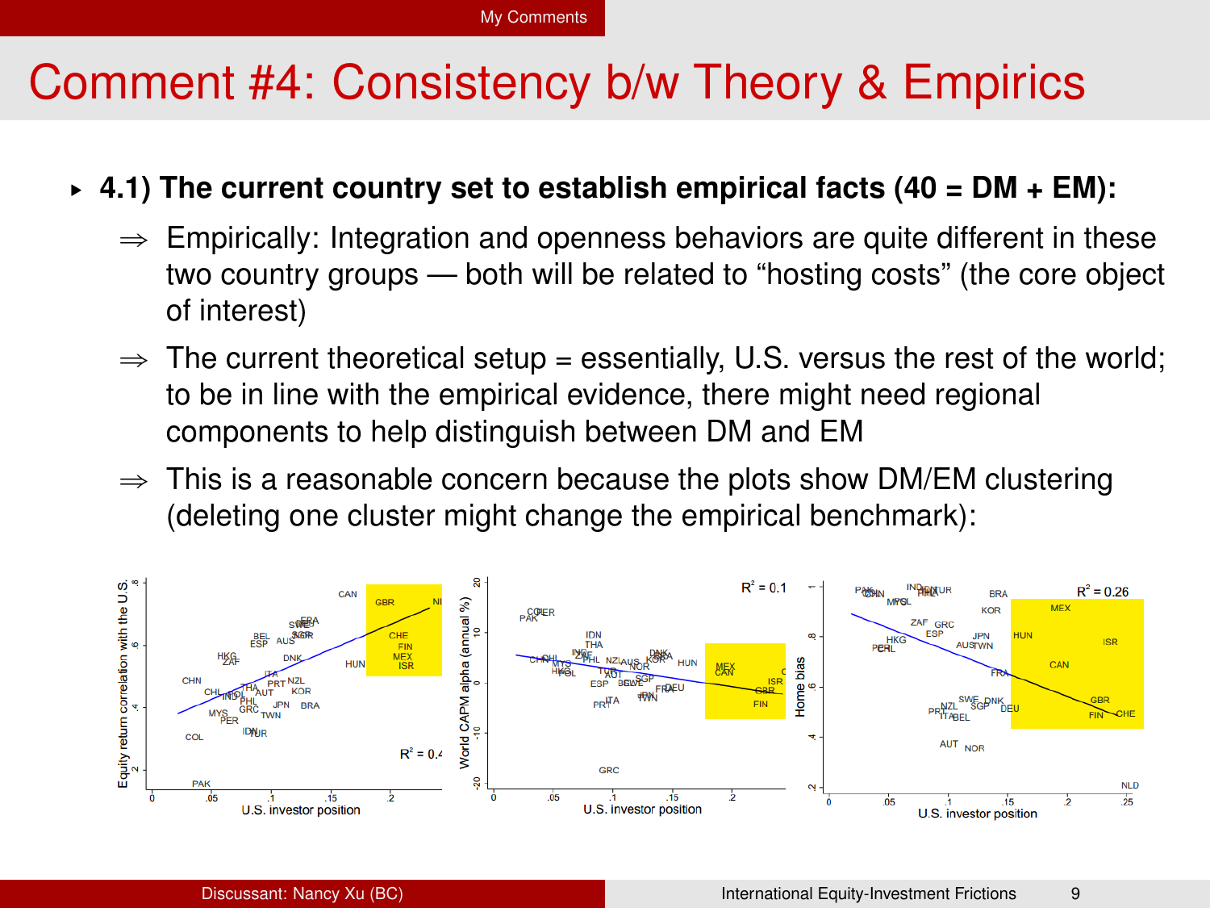# Comment #4: Consistency b/w Theory & Empirics

- **4.1) The current country set to establish empirical facts (40 = DM + EM):**
  - ⇒ Empirically: Integration and openness behaviors are quite different in these two country groups — both will be related to "hosting costs" (the core object of interest)
  - ⇒ The current theoretical setup = essentially, U.S. versus the rest of the world; to be in line with the empirical evidence, there might need regional components to help distinguish between DM and EM
  - ⇒ This is a reasonable concern because the plots show DM/EM clustering (deleting one cluster might change the empirical benchmark):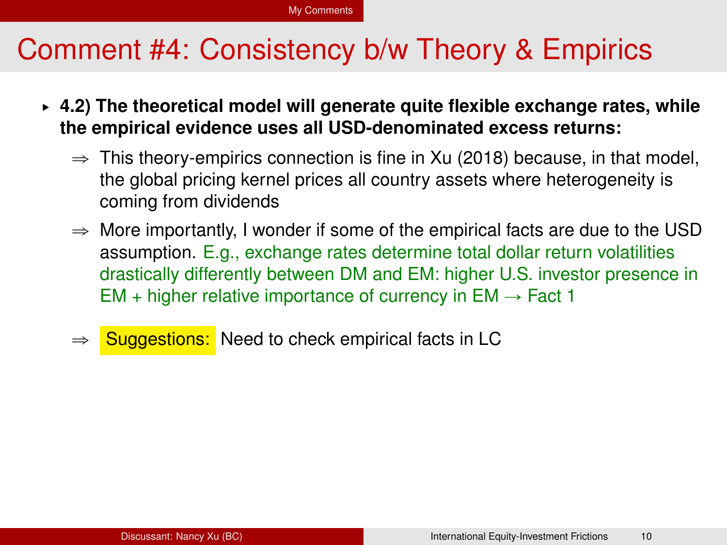# Comment #4: Consistency b/w Theory & Empirics

- **4.2) The theoretical model will generate quite flexible exchange rates, while the empirical evidence uses all USD-denominated excess returns:**
  - $\Rightarrow$ This theory-empirics connection is fine in Xu (2018) because, in that model, the global pricing kernel prices all country assets where heterogeneity is coming from dividends
  - $\Rightarrow$ More importantly, I wonder if some of the empirical facts are due to the USD assumption. E.g., exchange rates determine total dollar return volatilities drastically differently between DM and EM: higher U.S. investor presence in EM + higher relative importance of currency in EM $\rightarrow$ Fact 1
  - $\Rightarrow$ Suggestions: Need to check empirical facts in LC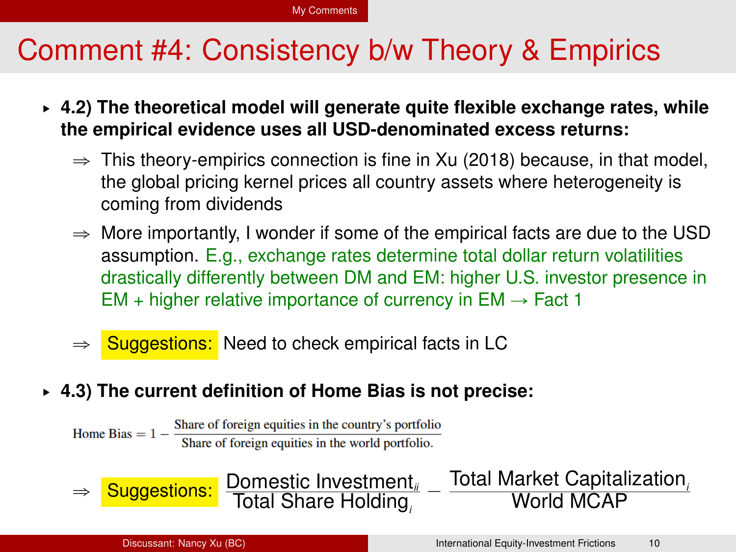# Comment #4: Consistency b/w Theory & Empirics

- **4.2) The theoretical model will generate quite flexible exchange rates, while the empirical evidence uses all USD-denominated excess returns:**
  - ⇒ This theory-empirics connection is fine in Xu (2018) because, in that model, the global pricing kernel prices all country assets where heterogeneity is coming from dividends
  - ⇒ More importantly, I wonder if some of the empirical facts are due to the USD assumption. E.g., exchange rates determine total dollar return volatilities drastically differently between DM and EM: higher U.S. investor presence in EM + higher relative importance of currency in EM → Fact 1
  - ⇒ Suggestions: Need to check empirical facts in LC

- **4.3) The current definition of Home Bias is not precise:**

$$\text{Home Bias} = 1 - \frac{\text{Share of foreign equities in the country's portfolio}}{\text{Share of foreign equities in the world portfolio.}}$$

⇒ Suggestions: $\frac{\text{Domestic Investment}_{ii}}{\text{Total Share Holding}_{i}} - \frac{\text{Total Market Capitalization}_{i}}{\text{World MCAP}}$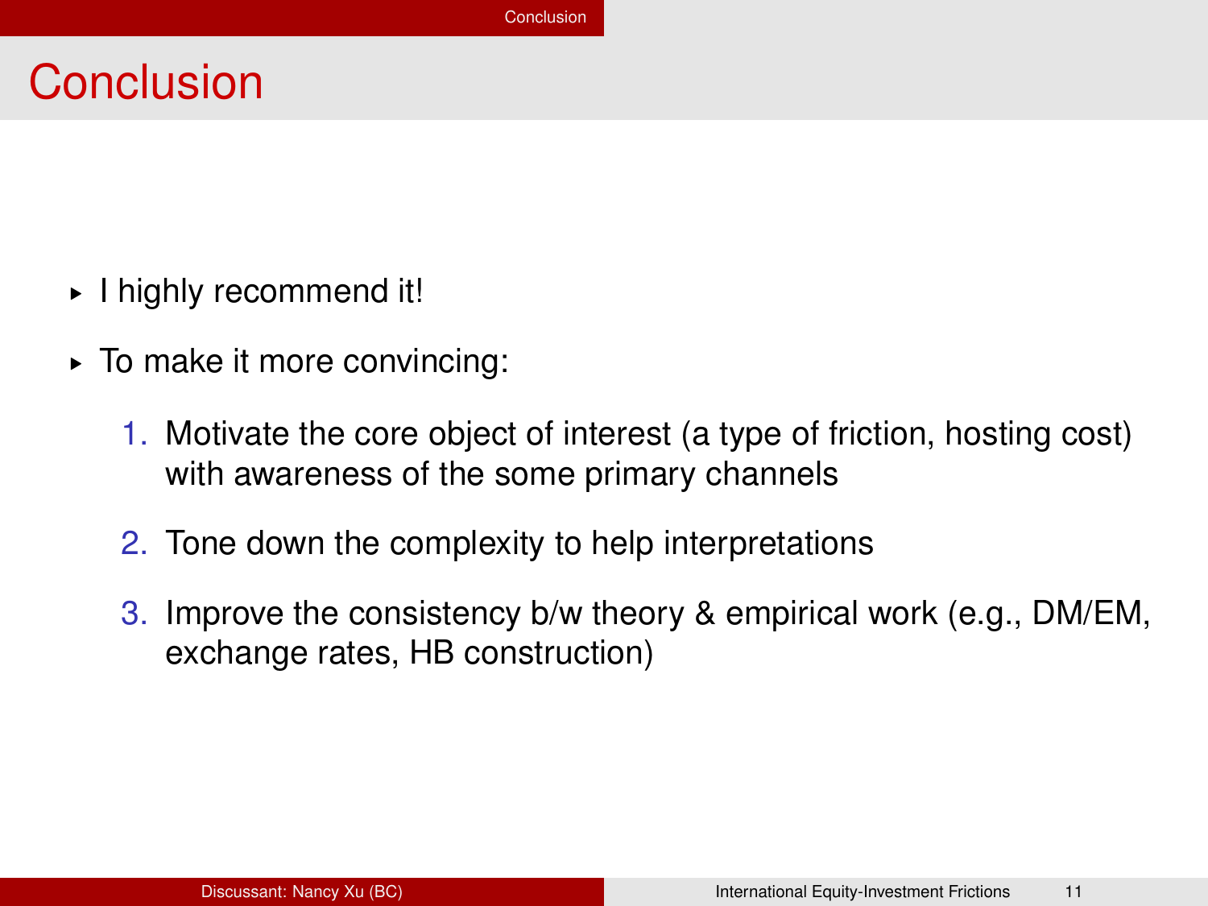# Conclusion

- I highly recommend it!
- To make it more convincing:
  1. Motivate the core object of interest (a type of friction, hosting cost) with awareness of the some primary channels
  2. Tone down the complexity to help interpretations
  3. Improve the consistency b/w theory & empirical work (e.g., DM/EM, exchange rates, HB construction)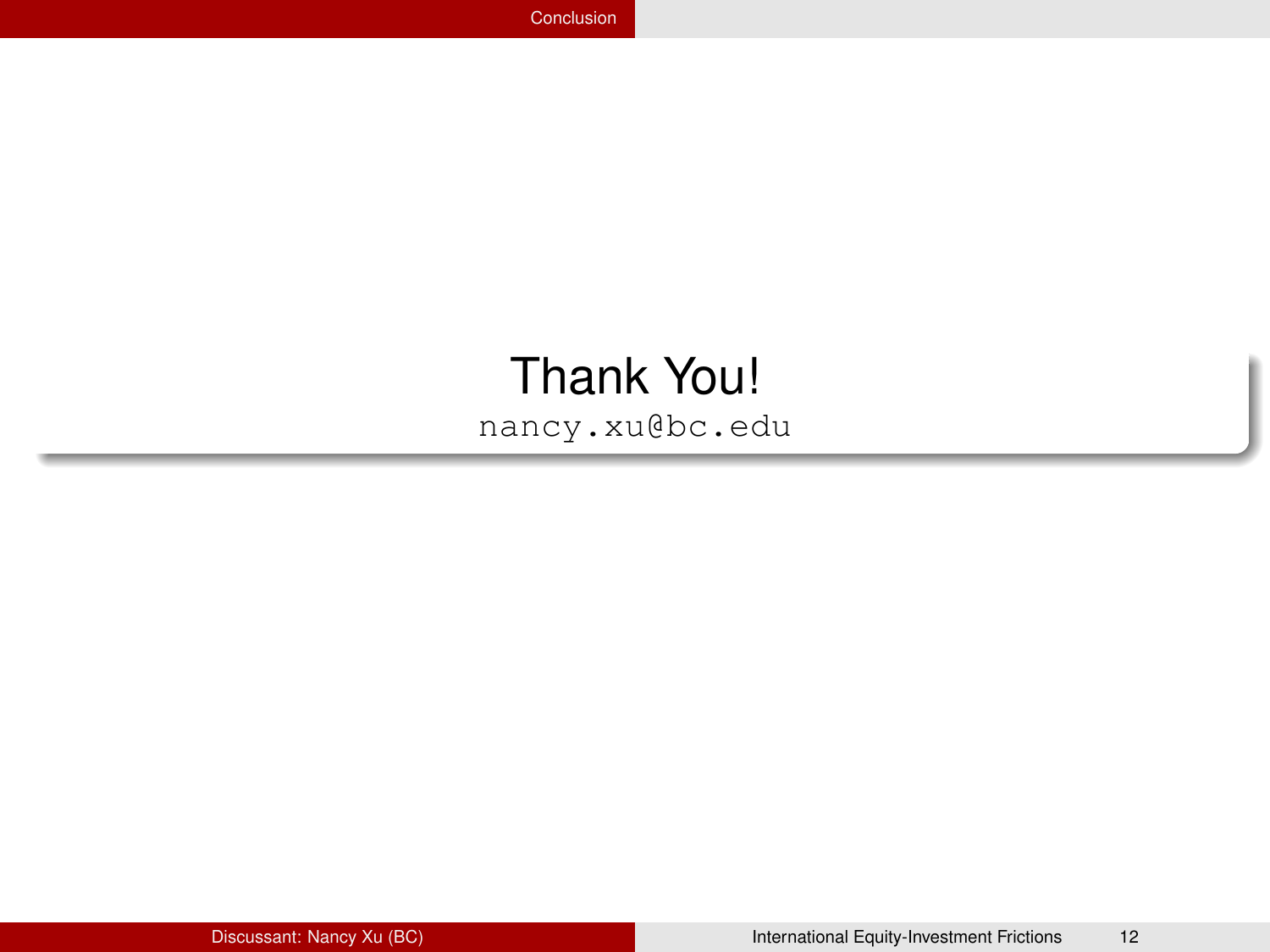# Thank You!

nancy.xu@bc.edu